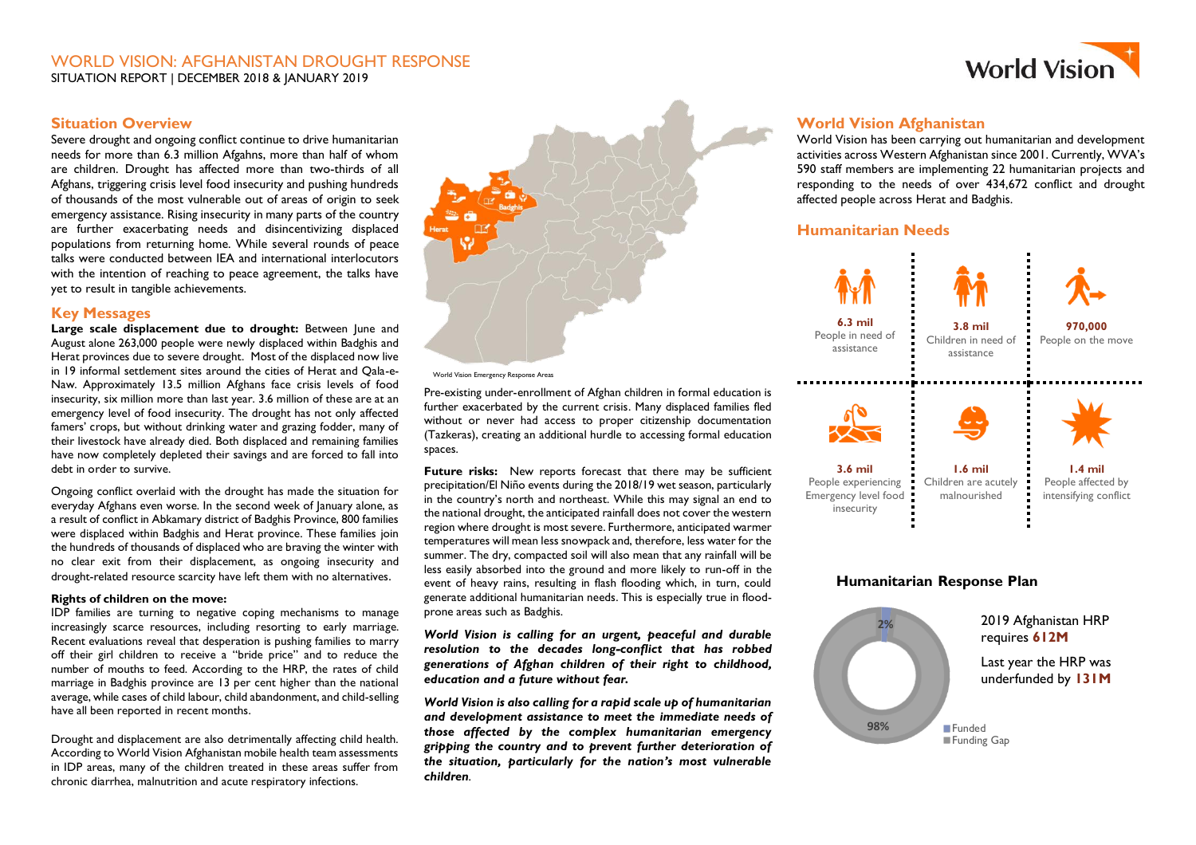# WORLD VISION: AFGHANISTAN DROUGHT RESPONSE

SITUATION REPORT | DECEMBER 2018 & JANUARY 2019

## Situation Overview

Severe drought and ongoing conflict continue to drive humanitarian needs for more than 6.3 million Afghans, more than half of whom are children. Drought has affected more than two-thirds of all Afghans, triggering crisis level food insecurity and pushing hundreds of thousands of the most vulnerable out of areas of origin to seek emergency assistance. Rising insecurity in many parts of the country are further exacerbating needs and disincentivizing displaced populations from returning home. While several rounds of peace talks were conducted between IEA and international interlocutors with the intention of reaching to peace agreement, the talks have yet to result in tangible achievements.

## Key Messages

**Large scale displacement due to drought:** Between June and August alone 263,000 people were newly displaced within Badghis and Herat provinces due to severe drought. Most of the displaced now live in 19 informal settlement sites around the cities of Herat and Qala-e-Naw. Approximately 13.5 million Afghans face crisis levels of food insecurity, six million more than last year. 3.6 million of these are at an emergency level of food insecurity. The drought has not only affected famers' crops, but without drinking water and grazing fodder, many of their livestock have already died. Both displaced and remaining families have now completely depleted their savings and are forced to fall into debt in order to survive.

Ongoing conflict overlaid with the drought has made the situation for everyday Afghans even worse. In the second week of January alone, as a result of conflict in Abkamary district of Badghis Province, 800 families were displaced within Badghis and Herat province. These families join the hundreds of thousands of displaced who are braving the winter with no clear exit from their displacement, as ongoing insecurity and drought-related resource scarcity have left them with no alternatives.

**Rights of children on the move:**

IDP families are turning to negative coping mechanisms to manage increasingly scarce resources, including resorting to early marriage. Recent evaluations reveal that desperation is pushing families to marry off their girl children to receive a "bride price" and to reduce the number of mouths to feed. According to the HRP, the rates of child marriage in Badghis province are 13 per cent higher than the national average, while cases of child labour, child abandonment, and child-selling have all been reported in recent months.

Drought and displacement are also detrimentally affecting child health. According to World Vision Afghanistan mobile health team assessments in IDP areas, many of the children treated in these areas suffer from chronic diarrhea, malnutrition and acute respiratory infections.

Herat
Badghis

World Vision Emergency Response Areas

Pre-existing under-enrollment of Afghan children in formal education is further exacerbated by the current crisis. Many displaced families fled without or never had access to proper citizenship documentation (Tazkeras), creating an additional hurdle to accessing formal education spaces.

**Future risks:** New reports forecast that there may be sufficient precipitation/El Niño events during the 2018/19 wet season, particularly in the country's north and northeast. While this may signal an end to the national drought, the anticipated rainfall does not cover the western region where drought is most severe. Furthermore, anticipated warmer temperatures will mean less snowpack and, therefore, less water for the summer. The dry, compacted soil will also mean that any rainfall will be less easily absorbed into the ground and more likely to run-off in the event of heavy rains, resulting in flash flooding which, in turn, could generate additional humanitarian needs. This is especially true in flood-prone areas such as Badghis.

***World Vision is calling for an urgent, peaceful and durable resolution to the decades long-conflict that has robbed generations of Afghan children of their right to childhood, education and a future without fear.***

***World Vision is also calling for a rapid scale up of humanitarian and development assistance to meet the immediate needs of those affected by the complex humanitarian emergency gripping the country and to prevent further deterioration of the situation, particularly for the nation's most vulnerable children.***

## World Vision Afghanistan

World Vision has been carrying out humanitarian and development activities across Western Afghanistan since 2001. Currently, WVA's 590 staff members are implementing 22 humanitarian projects and responding to the needs of over 434,672 conflict and drought affected people across Herat and Badghis.

## Humanitarian Needs

**6.3 mil** People in need of assistance

**3.8 mil** Children in need of assistance

**970,000** People on the move

**3.6 mil** People experiencing Emergency level food insecurity

**1.6 mil** Children are acutely malnourished

**1.4 mil** People affected by intensifying conflict

### Humanitarian Response Plan

2%
98%
Funded
Funding Gap

2019 Afghanistan HRP requires **612M**

Last year the HRP was underfunded by **131M**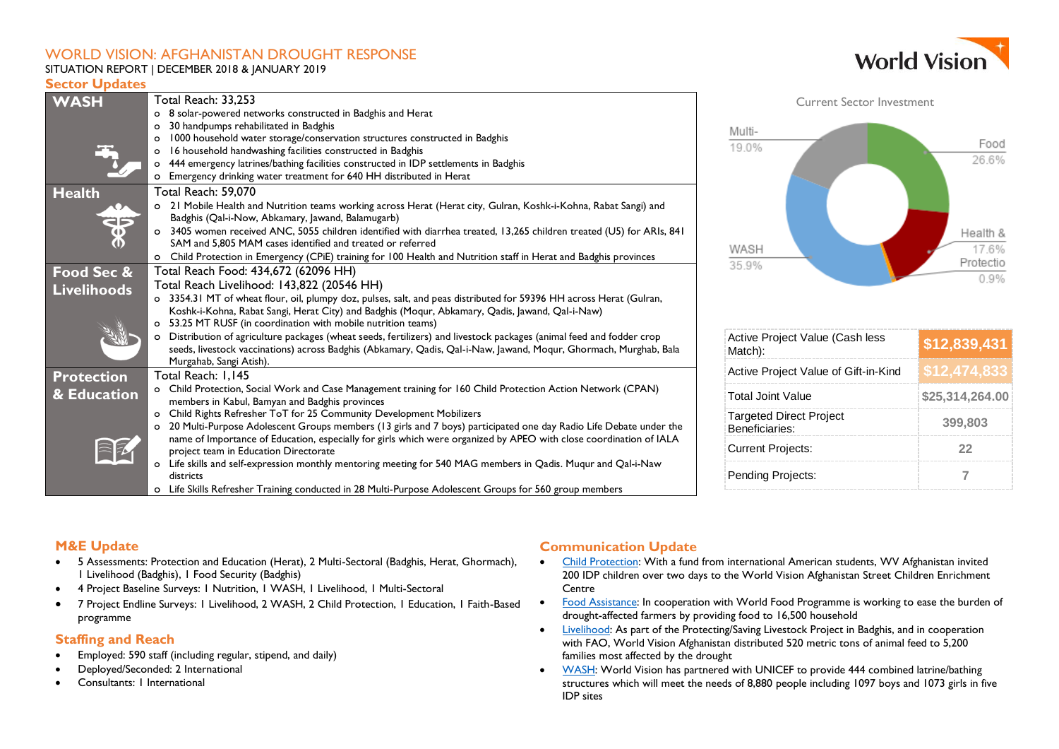# WORLD VISION: AFGHANISTAN DROUGHT RESPONSE

SITUATION REPORT | DECEMBER 2018 & JANUARY 2019

World Vision

## Sector Updates

| | |
|---|---|
| **WASH** | Total Reach: 33,253<br>o 8 solar-powered networks constructed in Badghis and Herat<br>o 30 handpumps rehabilitated in Badghis<br>o 1000 household water storage/conservation structures constructed in Badghis<br>o 16 household handwashing facilities constructed in Badghis<br>o 444 emergency latrines/bathing facilities constructed in IDP settlements in Badghis<br>o Emergency drinking water treatment for 640 HH distributed in Herat |
| **Health** | Total Reach: 59,070<br>o 21 Mobile Health and Nutrition teams working across Herat (Herat city, Gulran, Koshk-i-Kohna, Rabat Sangi) and Badghis (Qal-i-Now, Abkamary, Jawand, Balamugarb)<br>o 3405 women received ANC, 5055 children identified with diarrhea treated, 13,265 children treated (U5) for ARIs, 841 SAM and 5,805 MAM cases identified and treated or referred<br>o Child Protection in Emergency (CPiE) training for 100 Health and Nutrition staff in Herat and Badghis provinces |
| **Food Sec & Livelihoods** | Total Reach Food: 434,672 (62096 HH)<br>Total Reach Livelihood: 143,822 (20546 HH)<br>o 3354.31 MT of wheat flour, oil, plumpy doz, pulses, salt, and peas distributed for 59396 HH across Herat (Gulran, Koshk-i-Kohna, Rabat Sangi, Herat City) and Badghis (Moqur, Abkamary, Qadis, Jawand, Qal-i-Naw)<br>o 53.25 MT RUSF (in coordination with mobile nutrition teams)<br>o Distribution of agriculture packages (wheat seeds, fertilizers) and livestock packages (animal feed and fodder crop seeds, livestock vaccinations) across Badghis (Abkamary, Qadis, Qal-i-Naw, Jawand, Moqur, Ghormach, Murghab, Bala Murgahab, Sangi Atish). |
| **Protection & Education** | Total Reach: 1,145<br>o Child Protection, Social Work and Case Management training for 160 Child Protection Action Network (CPAN) members in Kabul, Bamyan and Badghis provinces<br>o Child Rights Refresher ToT for 25 Community Development Mobilizers<br>o 20 Multi-Purpose Adolescent Groups members (13 girls and 7 boys) participated one day Radio Life Debate under the name of Importance of Education, especially for girls which were organized by APEO with close coordination of IALA project team in Education Directorate<br>o Life skills and self-expression monthly mentoring meeting for 540 MAG members in Qadis. Muqur and Qal-i-Naw districts<br>o Life Skills Refresher Training conducted in 28 Multi-Purpose Adolescent Groups for 560 group members |

Current Sector Investment

Multi- 19.0%
Food 26.6%
Health & 17.6%
Protectio 0.9%
WASH 35.9%

| | |
|---|---|
| Active Project Value (Cash less Match): | $12,839,431 |
| Active Project Value of Gift-in-Kind | $12,474,833 |
| Total Joint Value | $25,314,264.00 |
| Targeted Direct Project Beneficiaries: | 399,803 |
| Current Projects: | 22 |
| Pending Projects: | 7 |

## M&E Update

- 5 Assessments: Protection and Education (Herat), 2 Multi-Sectoral (Badghis, Herat, Ghormach), 1 Livelihood (Badghis), 1 Food Security (Badghis)
- 4 Project Baseline Surveys: 1 Nutrition, 1 WASH, 1 Livelihood, 1 Multi-Sectoral
- 7 Project Endline Surveys: 1 Livelihood, 2 WASH, 2 Child Protection, 1 Education, 1 Faith-Based programme

## Staffing and Reach

- Employed: 590 staff (including regular, stipend, and daily)
- Deployed/Seconded: 2 International
- Consultants: 1 International

## Communication Update

- Child Protection: With a fund from international American students, WV Afghanistan invited 200 IDP children over two days to the World Vision Afghanistan Street Children Enrichment Centre
- Food Assistance: In cooperation with World Food Programme is working to ease the burden of drought-affected farmers by providing food to 16,500 household
- Livelihood: As part of the Protecting/Saving Livestock Project in Badghis, and in cooperation with FAO, World Vision Afghanistan distributed 520 metric tons of animal feed to 5,200 families most affected by the drought
- WASH: World Vision has partnered with UNICEF to provide 444 combined latrine/bathing structures which will meet the needs of 8,880 people including 1097 boys and 1073 girls in five IDP sites